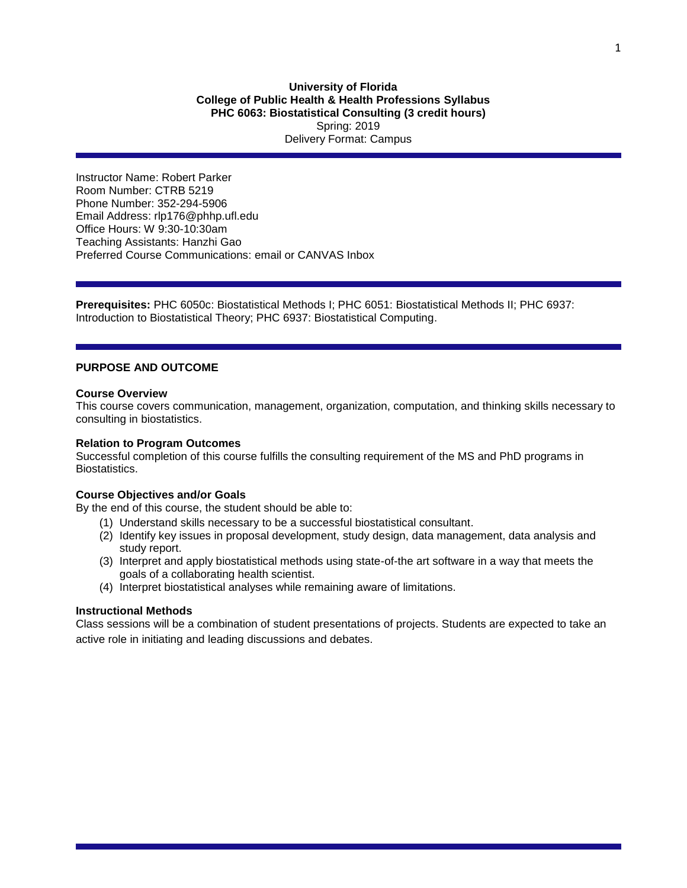**University of Florida**
**College of Public Health & Health Professions Syllabus**
**PHC 6063: Biostatistical Consulting (3 credit hours)**
Spring: 2019
Delivery Format: Campus

---

Instructor Name: Robert Parker
Room Number: CTRB 5219
Phone Number: 352-294-5906
Email Address: rlp176@phhp.ufl.edu
Office Hours: W 9:30-10:30am
Teaching Assistants: Hanzhi Gao
Preferred Course Communications: email or CANVAS Inbox

---

**Prerequisites:** PHC 6050c: Biostatistical Methods I; PHC 6051: Biostatistical Methods II; PHC 6937: Introduction to Biostatistical Theory; PHC 6937: Biostatistical Computing.

---

## PURPOSE AND OUTCOME

### Course Overview

This course covers communication, management, organization, computation, and thinking skills necessary to consulting in biostatistics.

### Relation to Program Outcomes

Successful completion of this course fulfills the consulting requirement of the MS and PhD programs in Biostatistics.

### Course Objectives and/or Goals

By the end of this course, the student should be able to:

(1) Understand skills necessary to be a successful biostatistical consultant.
(2) Identify key issues in proposal development, study design, data management, data analysis and study report.
(3) Interpret and apply biostatistical methods using state-of-the art software in a way that meets the goals of a collaborating health scientist.
(4) Interpret biostatistical analyses while remaining aware of limitations.

### Instructional Methods

Class sessions will be a combination of student presentations of projects. Students are expected to take an active role in initiating and leading discussions and debates.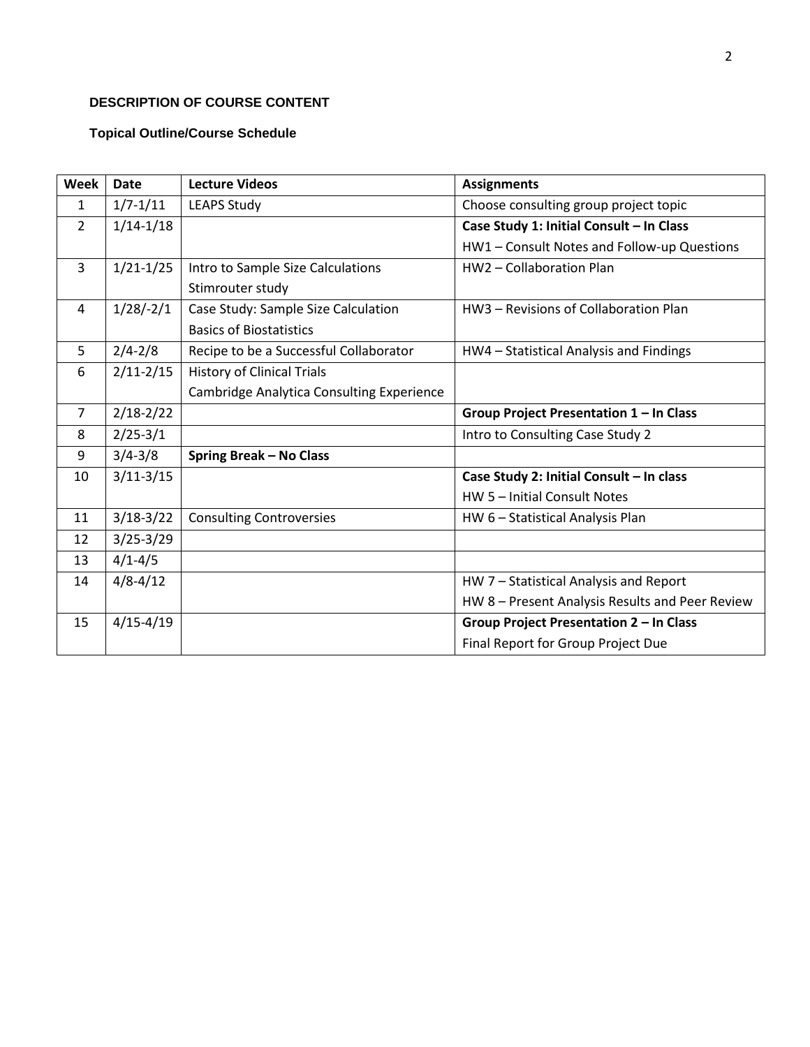## DESCRIPTION OF COURSE CONTENT

### Topical Outline/Course Schedule

| Week | Date | Lecture Videos | Assignments |
|---|---|---|---|
| 1 | 1/7-1/11 | LEAPS Study | Choose consulting group project topic |
| 2 | 1/14-1/18 | | **Case Study 1: Initial Consult – In Class**<br>HW1 – Consult Notes and Follow-up Questions |
| 3 | 1/21-1/25 | Intro to Sample Size Calculations<br>Stimrouter study | HW2 – Collaboration Plan |
| 4 | 1/28/-2/1 | Case Study: Sample Size Calculation<br>Basics of Biostatistics | HW3 – Revisions of Collaboration Plan |
| 5 | 2/4-2/8 | Recipe to be a Successful Collaborator | HW4 – Statistical Analysis and Findings |
| 6 | 2/11-2/15 | History of Clinical Trials<br>Cambridge Analytica Consulting Experience | |
| 7 | 2/18-2/22 | | **Group Project Presentation 1 – In Class** |
| 8 | 2/25-3/1 | | Intro to Consulting Case Study 2 |
| 9 | 3/4-3/8 | **Spring Break – No Class** | |
| 10 | 3/11-3/15 | | **Case Study 2: Initial Consult – In class**<br>HW 5 – Initial Consult Notes |
| 11 | 3/18-3/22 | Consulting Controversies | HW 6 – Statistical Analysis Plan |
| 12 | 3/25-3/29 | | |
| 13 | 4/1-4/5 | | |
| 14 | 4/8-4/12 | | HW 7 – Statistical Analysis and Report<br>HW 8 – Present Analysis Results and Peer Review |
| 15 | 4/15-4/19 | | **Group Project Presentation 2 – In Class**<br>Final Report for Group Project Due |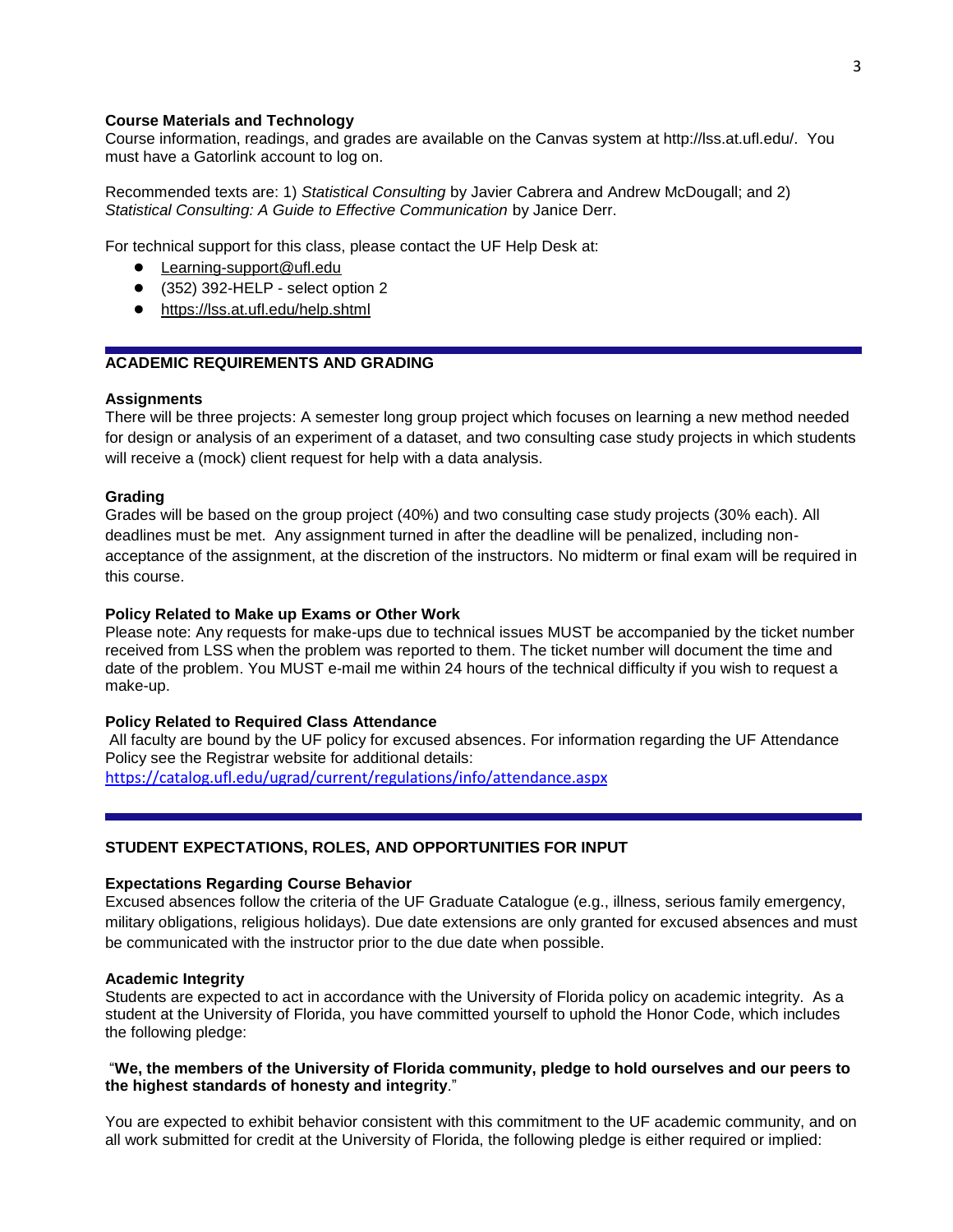**Course Materials and Technology**

Course information, readings, and grades are available on the Canvas system at http://lss.at.ufl.edu/. You must have a Gatorlink account to log on.

Recommended texts are: 1) *Statistical Consulting* by Javier Cabrera and Andrew McDougall; and 2) *Statistical Consulting: A Guide to Effective Communication* by Janice Derr.

For technical support for this class, please contact the UF Help Desk at:

- Learning-support@ufl.edu
- (352) 392-HELP - select option 2
- https://lss.at.ufl.edu/help.shtml

## ACADEMIC REQUIREMENTS AND GRADING

**Assignments**

There will be three projects: A semester long group project which focuses on learning a new method needed for design or analysis of an experiment of a dataset, and two consulting case study projects in which students will receive a (mock) client request for help with a data analysis.

**Grading**

Grades will be based on the group project (40%) and two consulting case study projects (30% each). All deadlines must be met. Any assignment turned in after the deadline will be penalized, including non-acceptance of the assignment, at the discretion of the instructors. No midterm or final exam will be required in this course.

**Policy Related to Make up Exams or Other Work**

Please note: Any requests for make-ups due to technical issues MUST be accompanied by the ticket number received from LSS when the problem was reported to them. The ticket number will document the time and date of the problem. You MUST e-mail me within 24 hours of the technical difficulty if you wish to request a make-up.

**Policy Related to Required Class Attendance**

All faculty are bound by the UF policy for excused absences. For information regarding the UF Attendance Policy see the Registrar website for additional details:
https://catalog.ufl.edu/ugrad/current/regulations/info/attendance.aspx

## STUDENT EXPECTATIONS, ROLES, AND OPPORTUNITIES FOR INPUT

**Expectations Regarding Course Behavior**

Excused absences follow the criteria of the UF Graduate Catalogue (e.g., illness, serious family emergency, military obligations, religious holidays). Due date extensions are only granted for excused absences and must be communicated with the instructor prior to the due date when possible.

**Academic Integrity**

Students are expected to act in accordance with the University of Florida policy on academic integrity. As a student at the University of Florida, you have committed yourself to uphold the Honor Code, which includes the following pledge:

"**We, the members of the University of Florida community, pledge to hold ourselves and our peers to the highest standards of honesty and integrity**."

You are expected to exhibit behavior consistent with this commitment to the UF academic community, and on all work submitted for credit at the University of Florida, the following pledge is either required or implied: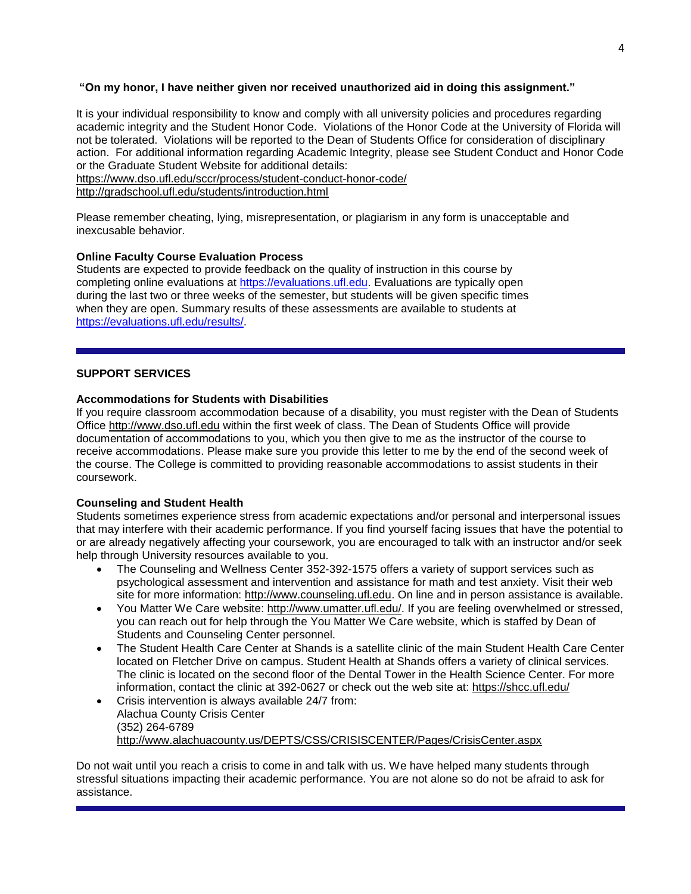**"On my honor, I have neither given nor received unauthorized aid in doing this assignment."**

It is your individual responsibility to know and comply with all university policies and procedures regarding academic integrity and the Student Honor Code. Violations of the Honor Code at the University of Florida will not be tolerated. Violations will be reported to the Dean of Students Office for consideration of disciplinary action. For additional information regarding Academic Integrity, please see Student Conduct and Honor Code or the Graduate Student Website for additional details:
https://www.dso.ufl.edu/sccr/process/student-conduct-honor-code/
http://gradschool.ufl.edu/students/introduction.html

Please remember cheating, lying, misrepresentation, or plagiarism in any form is unacceptable and inexcusable behavior.

**Online Faculty Course Evaluation Process**

Students are expected to provide feedback on the quality of instruction in this course by completing online evaluations at https://evaluations.ufl.edu. Evaluations are typically open during the last two or three weeks of the semester, but students will be given specific times when they are open. Summary results of these assessments are available to students at https://evaluations.ufl.edu/results/.

## SUPPORT SERVICES

**Accommodations for Students with Disabilities**

If you require classroom accommodation because of a disability, you must register with the Dean of Students Office http://www.dso.ufl.edu within the first week of class. The Dean of Students Office will provide documentation of accommodations to you, which you then give to me as the instructor of the course to receive accommodations. Please make sure you provide this letter to me by the end of the second week of the course. The College is committed to providing reasonable accommodations to assist students in their coursework.

**Counseling and Student Health**

Students sometimes experience stress from academic expectations and/or personal and interpersonal issues that may interfere with their academic performance. If you find yourself facing issues that have the potential to or are already negatively affecting your coursework, you are encouraged to talk with an instructor and/or seek help through University resources available to you.

- The Counseling and Wellness Center 352-392-1575 offers a variety of support services such as psychological assessment and intervention and assistance for math and test anxiety. Visit their web site for more information: http://www.counseling.ufl.edu. On line and in person assistance is available.
- You Matter We Care website: http://www.umatter.ufl.edu/. If you are feeling overwhelmed or stressed, you can reach out for help through the You Matter We Care website, which is staffed by Dean of Students and Counseling Center personnel.
- The Student Health Care Center at Shands is a satellite clinic of the main Student Health Care Center located on Fletcher Drive on campus. Student Health at Shands offers a variety of clinical services. The clinic is located on the second floor of the Dental Tower in the Health Science Center. For more information, contact the clinic at 392-0627 or check out the web site at: https://shcc.ufl.edu/
- Crisis intervention is always available 24/7 from:
  Alachua County Crisis Center
  (352) 264-6789
  http://www.alachuacounty.us/DEPTS/CSS/CRISISCENTER/Pages/CrisisCenter.aspx

Do not wait until you reach a crisis to come in and talk with us. We have helped many students through stressful situations impacting their academic performance. You are not alone so do not be afraid to ask for assistance.